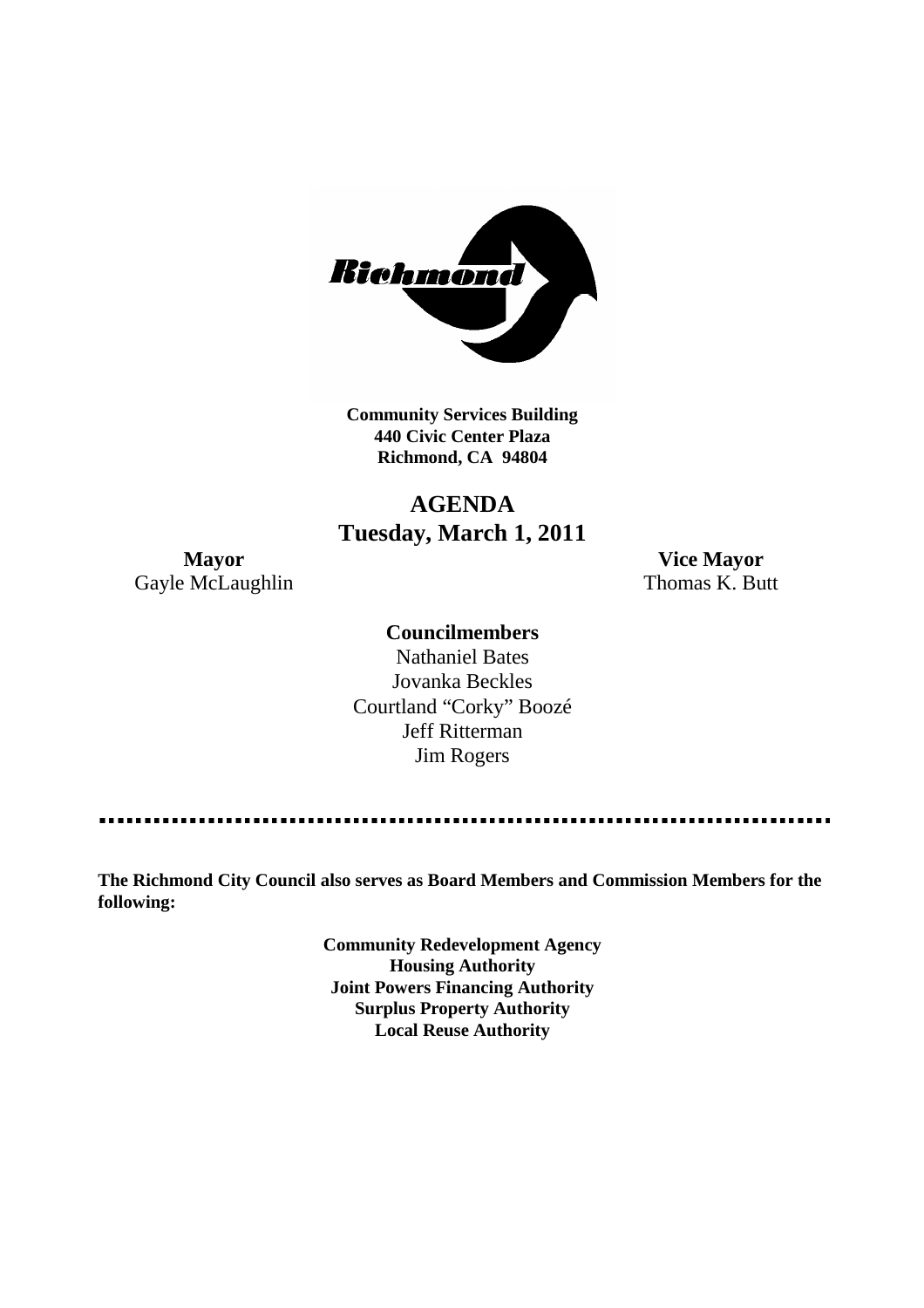**Community Services Building**
**440 Civic Center Plaza**
**Richmond, CA 94804**

# AGENDA
## Tuesday, March 1, 2011

**Mayor**
Gayle McLaughlin

**Vice Mayor**
Thomas K. Butt

**Councilmembers**
Nathaniel Bates
Jovanka Beckles
Courtland "Corky" Boozé
Jeff Ritterman
Jim Rogers

---

**The Richmond City Council also serves as Board Members and Commission Members for the following:**

**Community Redevelopment Agency**
**Housing Authority**
**Joint Powers Financing Authority**
**Surplus Property Authority**
**Local Reuse Authority**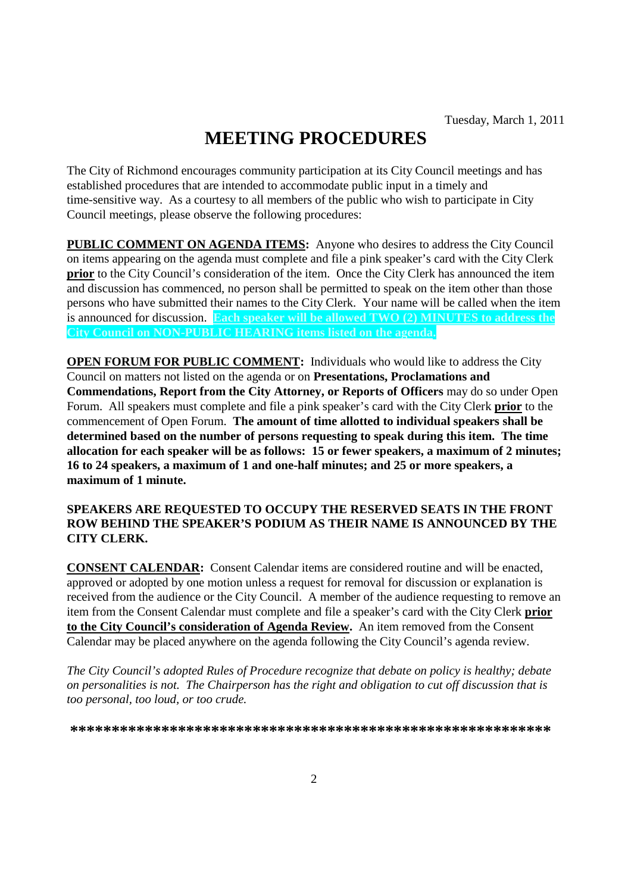Tuesday, March 1, 2011

# MEETING PROCEDURES

The City of Richmond encourages community participation at its City Council meetings and has established procedures that are intended to accommodate public input in a timely and time-sensitive way. As a courtesy to all members of the public who wish to participate in City Council meetings, please observe the following procedures:

**PUBLIC COMMENT ON AGENDA ITEMS:** Anyone who desires to address the City Council on items appearing on the agenda must complete and file a pink speaker's card with the City Clerk **prior** to the City Council's consideration of the item. Once the City Clerk has announced the item and discussion has commenced, no person shall be permitted to speak on the item other than those persons who have submitted their names to the City Clerk. Your name will be called when the item is announced for discussion. **Each speaker will be allowed TWO (2) MINUTES to address the City Council on NON-PUBLIC HEARING items listed on the agenda.**

**OPEN FORUM FOR PUBLIC COMMENT:** Individuals who would like to address the City Council on matters not listed on the agenda or on **Presentations, Proclamations and Commendations, Report from the City Attorney, or Reports of Officers** may do so under Open Forum. All speakers must complete and file a pink speaker's card with the City Clerk **prior** to the commencement of Open Forum. **The amount of time allotted to individual speakers shall be determined based on the number of persons requesting to speak during this item. The time allocation for each speaker will be as follows: 15 or fewer speakers, a maximum of 2 minutes; 16 to 24 speakers, a maximum of 1 and one-half minutes; and 25 or more speakers, a maximum of 1 minute.**

**SPEAKERS ARE REQUESTED TO OCCUPY THE RESERVED SEATS IN THE FRONT ROW BEHIND THE SPEAKER'S PODIUM AS THEIR NAME IS ANNOUNCED BY THE CITY CLERK.**

**CONSENT CALENDAR:** Consent Calendar items are considered routine and will be enacted, approved or adopted by one motion unless a request for removal for discussion or explanation is received from the audience or the City Council. A member of the audience requesting to remove an item from the Consent Calendar must complete and file a speaker's card with the City Clerk **prior to the City Council's consideration of Agenda Review.** An item removed from the Consent Calendar may be placed anywhere on the agenda following the City Council's agenda review.

*The City Council's adopted Rules of Procedure recognize that debate on policy is healthy; debate on personalities is not. The Chairperson has the right and obligation to cut off discussion that is too personal, too loud, or too crude.*

**\*\*\*\*\*\*\*\*\*\*\*\*\*\*\*\*\*\*\*\*\*\*\*\*\*\*\*\*\*\*\*\*\*\*\*\*\*\*\*\*\*\*\*\*\*\*\*\*\*\*\*\*\*\*\*\*\*\***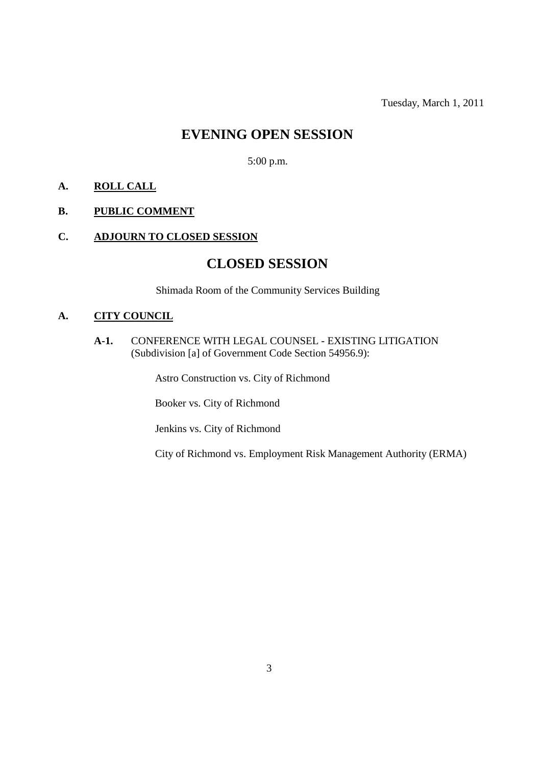Tuesday, March 1, 2011

# EVENING OPEN SESSION

5:00 p.m.

**A. ROLL CALL**

**B. PUBLIC COMMENT**

**C. ADJOURN TO CLOSED SESSION**

# CLOSED SESSION

Shimada Room of the Community Services Building

**A. CITY COUNCIL**

**A-1.** CONFERENCE WITH LEGAL COUNSEL - EXISTING LITIGATION (Subdivision [a] of Government Code Section 54956.9):

Astro Construction vs. City of Richmond

Booker vs. City of Richmond

Jenkins vs. City of Richmond

City of Richmond vs. Employment Risk Management Authority (ERMA)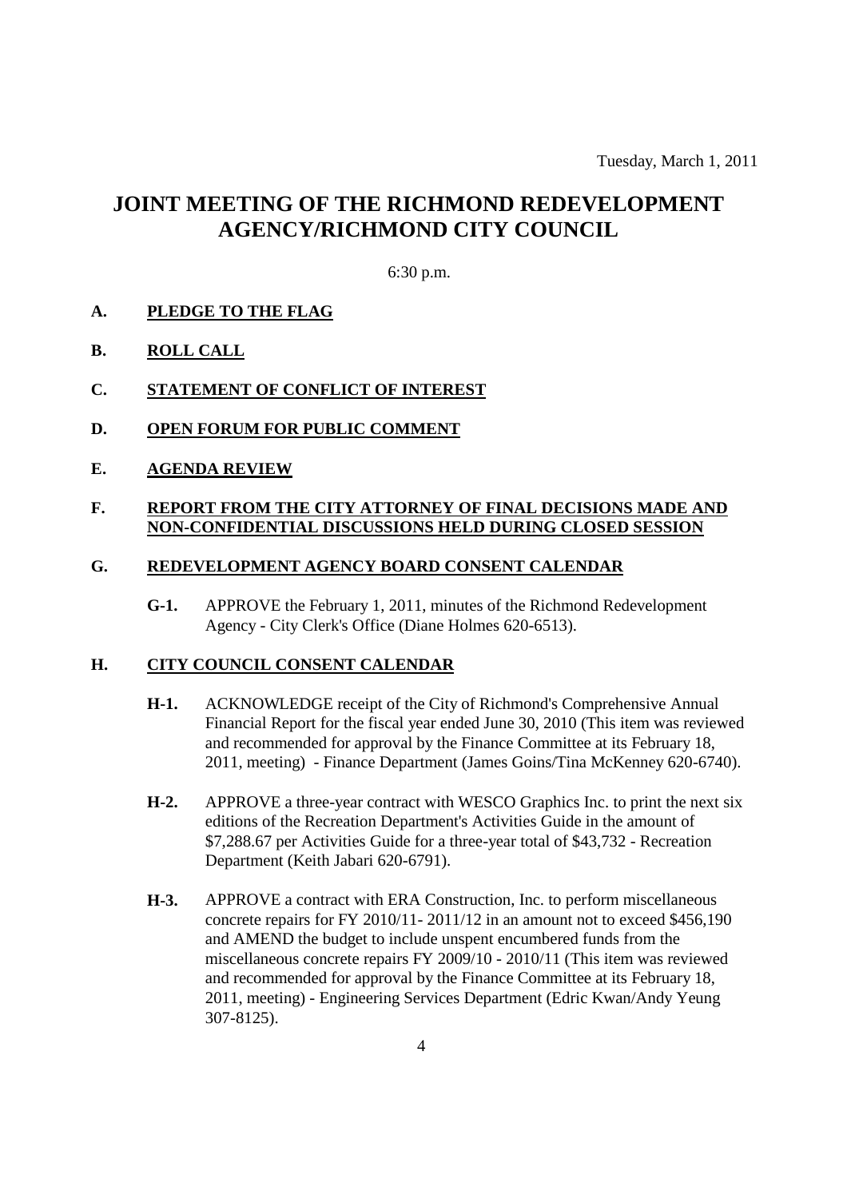Tuesday, March 1, 2011

# JOINT MEETING OF THE RICHMOND REDEVELOPMENT AGENCY/RICHMOND CITY COUNCIL

6:30 p.m.

**A. PLEDGE TO THE FLAG**

**B. ROLL CALL**

**C. STATEMENT OF CONFLICT OF INTEREST**

**D. OPEN FORUM FOR PUBLIC COMMENT**

**E. AGENDA REVIEW**

**F. REPORT FROM THE CITY ATTORNEY OF FINAL DECISIONS MADE AND NON-CONFIDENTIAL DISCUSSIONS HELD DURING CLOSED SESSION**

**G. REDEVELOPMENT AGENCY BOARD CONSENT CALENDAR**

**G-1.** APPROVE the February 1, 2011, minutes of the Richmond Redevelopment Agency - City Clerk's Office (Diane Holmes 620-6513).

**H. CITY COUNCIL CONSENT CALENDAR**

**H-1.** ACKNOWLEDGE receipt of the City of Richmond's Comprehensive Annual Financial Report for the fiscal year ended June 30, 2010 (This item was reviewed and recommended for approval by the Finance Committee at its February 18, 2011, meeting) - Finance Department (James Goins/Tina McKenney 620-6740).

**H-2.** APPROVE a three-year contract with WESCO Graphics Inc. to print the next six editions of the Recreation Department's Activities Guide in the amount of $7,288.67 per Activities Guide for a three-year total of $43,732 - Recreation Department (Keith Jabari 620-6791).

**H-3.** APPROVE a contract with ERA Construction, Inc. to perform miscellaneous concrete repairs for FY 2010/11- 2011/12 in an amount not to exceed $456,190 and AMEND the budget to include unspent encumbered funds from the miscellaneous concrete repairs FY 2009/10 - 2010/11 (This item was reviewed and recommended for approval by the Finance Committee at its February 18, 2011, meeting) - Engineering Services Department (Edric Kwan/Andy Yeung 307-8125).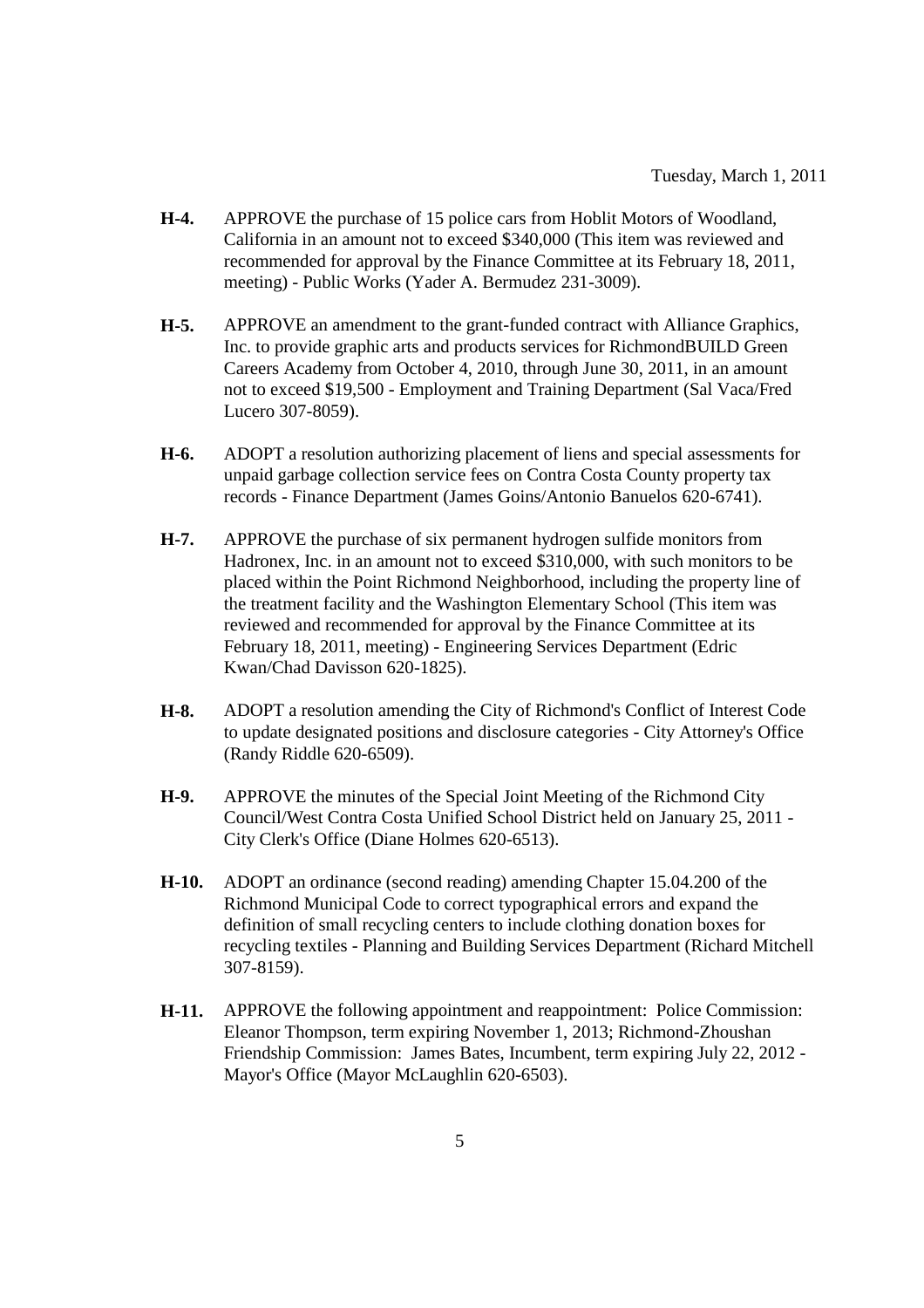**H-4.** APPROVE the purchase of 15 police cars from Hoblit Motors of Woodland, California in an amount not to exceed $340,000 (This item was reviewed and recommended for approval by the Finance Committee at its February 18, 2011, meeting) - Public Works (Yader A. Bermudez 231-3009).

**H-5.** APPROVE an amendment to the grant-funded contract with Alliance Graphics, Inc. to provide graphic arts and products services for RichmondBUILD Green Careers Academy from October 4, 2010, through June 30, 2011, in an amount not to exceed $19,500 - Employment and Training Department (Sal Vaca/Fred Lucero 307-8059).

**H-6.** ADOPT a resolution authorizing placement of liens and special assessments for unpaid garbage collection service fees on Contra Costa County property tax records - Finance Department (James Goins/Antonio Banuelos 620-6741).

**H-7.** APPROVE the purchase of six permanent hydrogen sulfide monitors from Hadronex, Inc. in an amount not to exceed $310,000, with such monitors to be placed within the Point Richmond Neighborhood, including the property line of the treatment facility and the Washington Elementary School (This item was reviewed and recommended for approval by the Finance Committee at its February 18, 2011, meeting) - Engineering Services Department (Edric Kwan/Chad Davisson 620-1825).

**H-8.** ADOPT a resolution amending the City of Richmond's Conflict of Interest Code to update designated positions and disclosure categories - City Attorney's Office (Randy Riddle 620-6509).

**H-9.** APPROVE the minutes of the Special Joint Meeting of the Richmond City Council/West Contra Costa Unified School District held on January 25, 2011 - City Clerk's Office (Diane Holmes 620-6513).

**H-10.** ADOPT an ordinance (second reading) amending Chapter 15.04.200 of the Richmond Municipal Code to correct typographical errors and expand the definition of small recycling centers to include clothing donation boxes for recycling textiles - Planning and Building Services Department (Richard Mitchell 307-8159).

**H-11.** APPROVE the following appointment and reappointment: Police Commission: Eleanor Thompson, term expiring November 1, 2013; Richmond-Zhoushan Friendship Commission: James Bates, Incumbent, term expiring July 22, 2012 - Mayor's Office (Mayor McLaughlin 620-6503).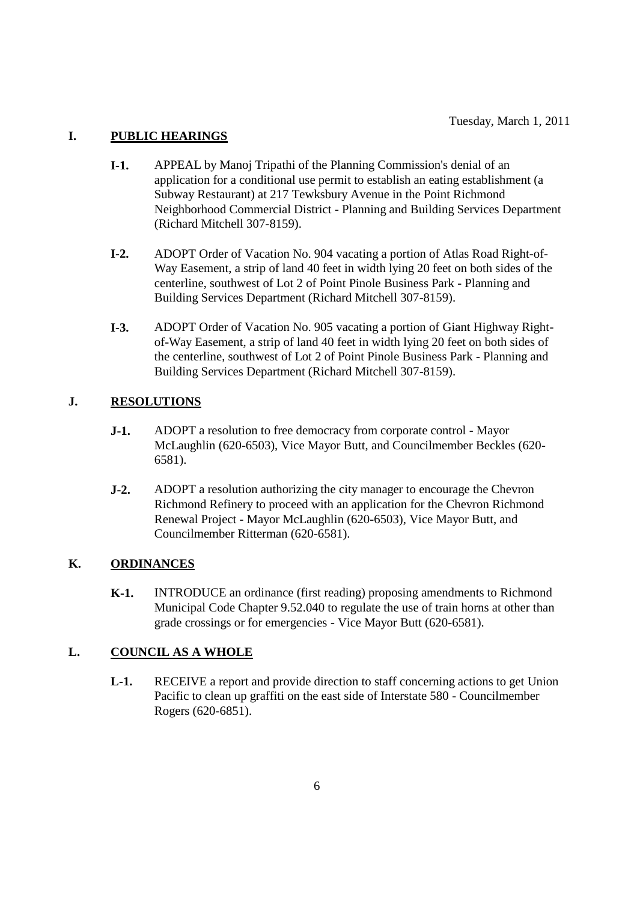Tuesday, March 1, 2011

## I. PUBLIC HEARINGS

**I-1.** APPEAL by Manoj Tripathi of the Planning Commission's denial of an application for a conditional use permit to establish an eating establishment (a Subway Restaurant) at 217 Tewksbury Avenue in the Point Richmond Neighborhood Commercial District - Planning and Building Services Department (Richard Mitchell 307-8159).

**I-2.** ADOPT Order of Vacation No. 904 vacating a portion of Atlas Road Right-of-Way Easement, a strip of land 40 feet in width lying 20 feet on both sides of the centerline, southwest of Lot 2 of Point Pinole Business Park - Planning and Building Services Department (Richard Mitchell 307-8159).

**I-3.** ADOPT Order of Vacation No. 905 vacating a portion of Giant Highway Right-of-Way Easement, a strip of land 40 feet in width lying 20 feet on both sides of the centerline, southwest of Lot 2 of Point Pinole Business Park - Planning and Building Services Department (Richard Mitchell 307-8159).

## J. RESOLUTIONS

**J-1.** ADOPT a resolution to free democracy from corporate control - Mayor McLaughlin (620-6503), Vice Mayor Butt, and Councilmember Beckles (620-6581).

**J-2.** ADOPT a resolution authorizing the city manager to encourage the Chevron Richmond Refinery to proceed with an application for the Chevron Richmond Renewal Project - Mayor McLaughlin (620-6503), Vice Mayor Butt, and Councilmember Ritterman (620-6581).

## K. ORDINANCES

**K-1.** INTRODUCE an ordinance (first reading) proposing amendments to Richmond Municipal Code Chapter 9.52.040 to regulate the use of train horns at other than grade crossings or for emergencies - Vice Mayor Butt (620-6581).

## L. COUNCIL AS A WHOLE

**L-1.** RECEIVE a report and provide direction to staff concerning actions to get Union Pacific to clean up graffiti on the east side of Interstate 580 - Councilmember Rogers (620-6851).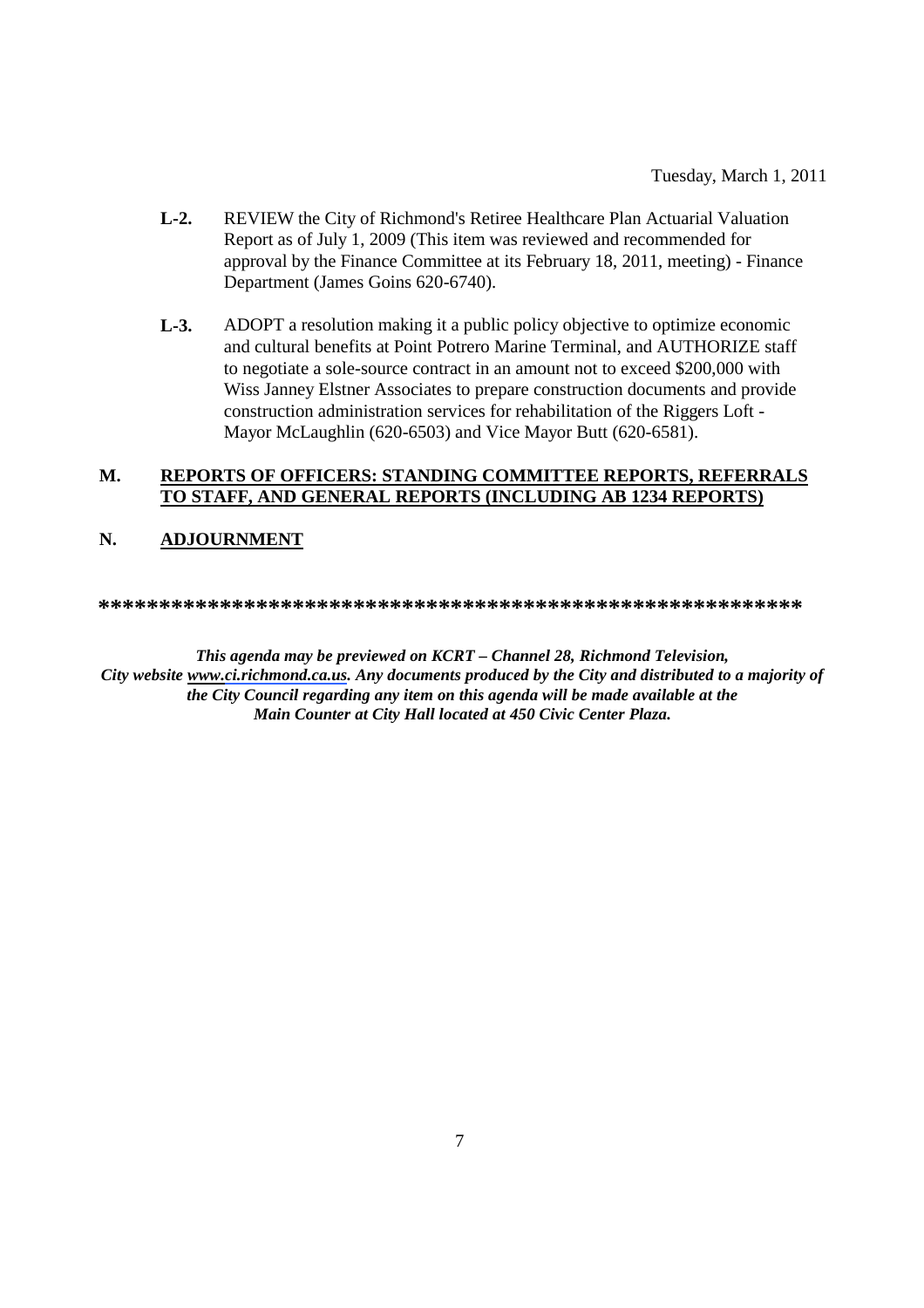Tuesday, March 1, 2011

**L-2.** REVIEW the City of Richmond's Retiree Healthcare Plan Actuarial Valuation Report as of July 1, 2009 (This item was reviewed and recommended for approval by the Finance Committee at its February 18, 2011, meeting) - Finance Department (James Goins 620-6740).

**L-3.** ADOPT a resolution making it a public policy objective to optimize economic and cultural benefits at Point Potrero Marine Terminal, and AUTHORIZE staff to negotiate a sole-source contract in an amount not to exceed $200,000 with Wiss Janney Elstner Associates to prepare construction documents and provide construction administration services for rehabilitation of the Riggers Loft - Mayor McLaughlin (620-6503) and Vice Mayor Butt (620-6581).

## M. REPORTS OF OFFICERS: STANDING COMMITTEE REPORTS, REFERRALS TO STAFF, AND GENERAL REPORTS (INCLUDING AB 1234 REPORTS)

## N. ADJOURNMENT

*************************************************************

***This agenda may be previewed on KCRT – Channel 28, Richmond Television, City website www.ci.richmond.ca.us. Any documents produced by the City and distributed to a majority of the City Council regarding any item on this agenda will be made available at the Main Counter at City Hall located at 450 Civic Center Plaza.***